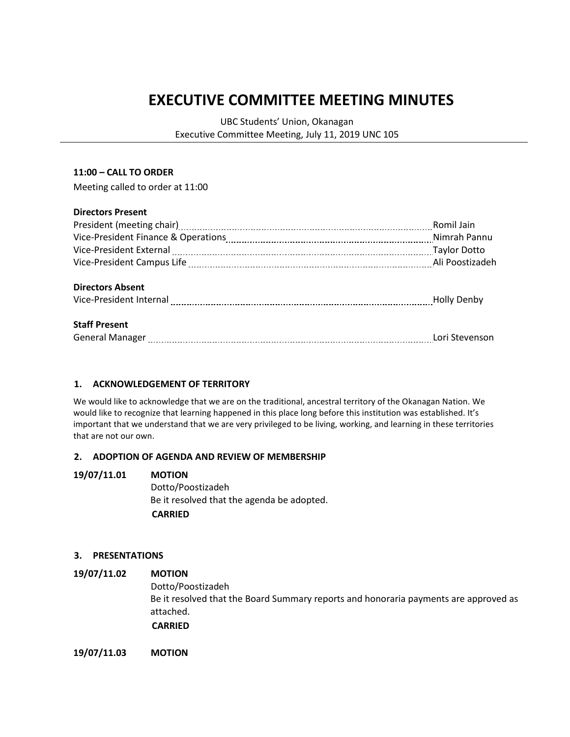# EXECUTIVE COMMITTEE MEETING MINUTES

UBC Students' Union, Okanagan
Executive Committee Meeting, July 11, 2019 UNC 105

**11:00 – CALL TO ORDER**

Meeting called to order at 11:00

**Directors Present**

| | |
|---|---|
| President (meeting chair) | Romil Jain |
| Vice-President Finance & Operations | Nimrah Pannu |
| Vice-President External | Taylor Dotto |
| Vice-President Campus Life | Ali Poostizadeh |

**Directors Absent**

| | |
|---|---|
| Vice-President Internal | Holly Denby |

**Staff Present**

| | |
|---|---|
| General Manager | Lori Stevenson |

## 1. ACKNOWLEDGEMENT OF TERRITORY

We would like to acknowledge that we are on the traditional, ancestral territory of the Okanagan Nation. We would like to recognize that learning happened in this place long before this institution was established. It's important that we understand that we are very privileged to be living, working, and learning in these territories that are not our own.

## 2. ADOPTION OF AGENDA AND REVIEW OF MEMBERSHIP

**19/07/11.01 MOTION**

Dotto/Poostizadeh

Be it resolved that the agenda be adopted.

**CARRIED**

## 3. PRESENTATIONS

**19/07/11.02 MOTION**

Dotto/Poostizadeh

Be it resolved that the Board Summary reports and honoraria payments are approved as attached.

**CARRIED**

**19/07/11.03 MOTION**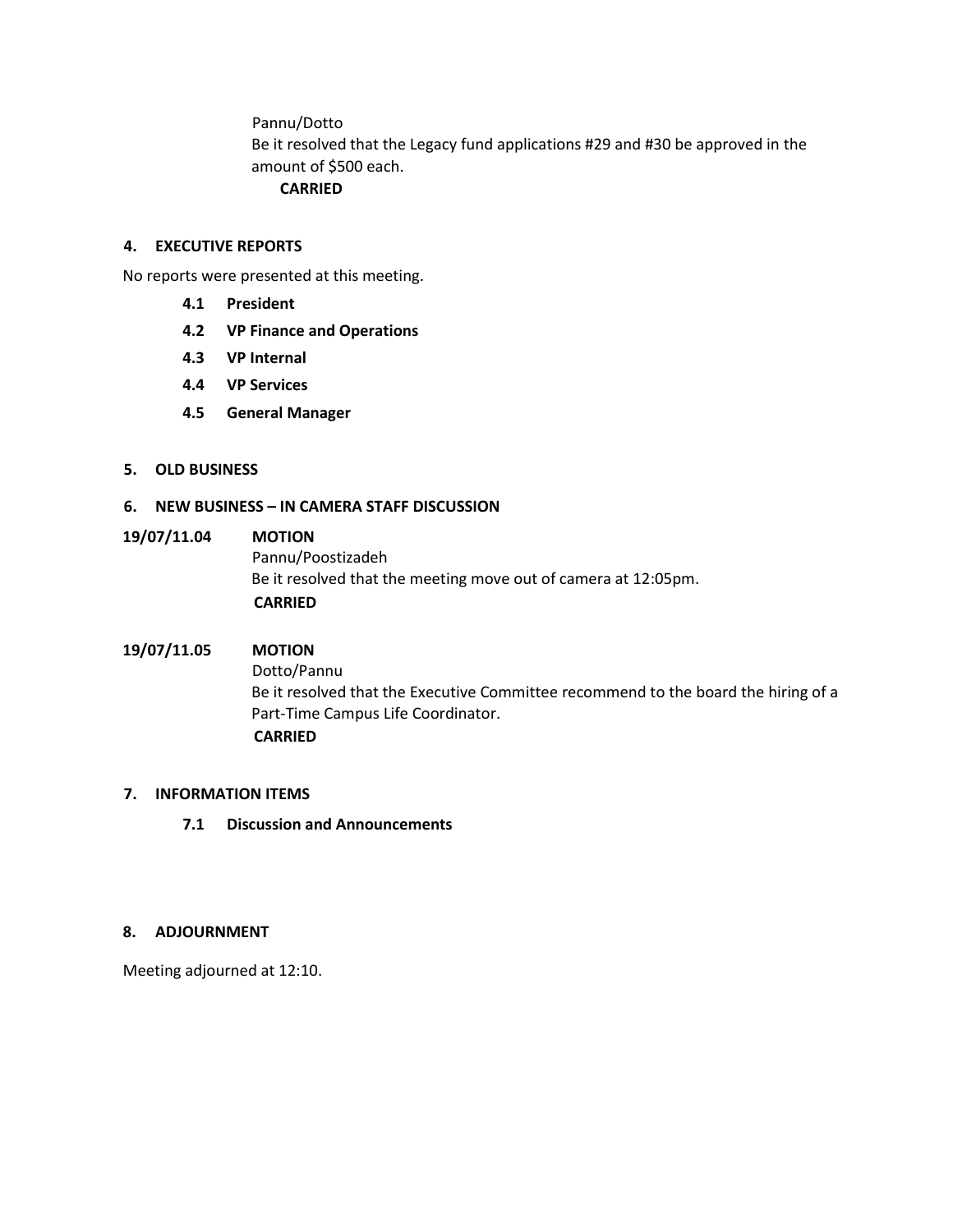Pannu/Dotto

Be it resolved that the Legacy fund applications #29 and #30 be approved in the amount of $500 each.

**CARRIED**

## 4. EXECUTIVE REPORTS

No reports were presented at this meeting.

### 4.1 President

### 4.2 VP Finance and Operations

### 4.3 VP Internal

### 4.4 VP Services

### 4.5 General Manager

## 5. OLD BUSINESS

## 6. NEW BUSINESS – IN CAMERA STAFF DISCUSSION

**19/07/11.04 MOTION**

Pannu/Poostizadeh

Be it resolved that the meeting move out of camera at 12:05pm.

**CARRIED**

**19/07/11.05 MOTION**

Dotto/Pannu

Be it resolved that the Executive Committee recommend to the board the hiring of a Part-Time Campus Life Coordinator.

**CARRIED**

## 7. INFORMATION ITEMS

### 7.1 Discussion and Announcements

## 8. ADJOURNMENT

Meeting adjourned at 12:10.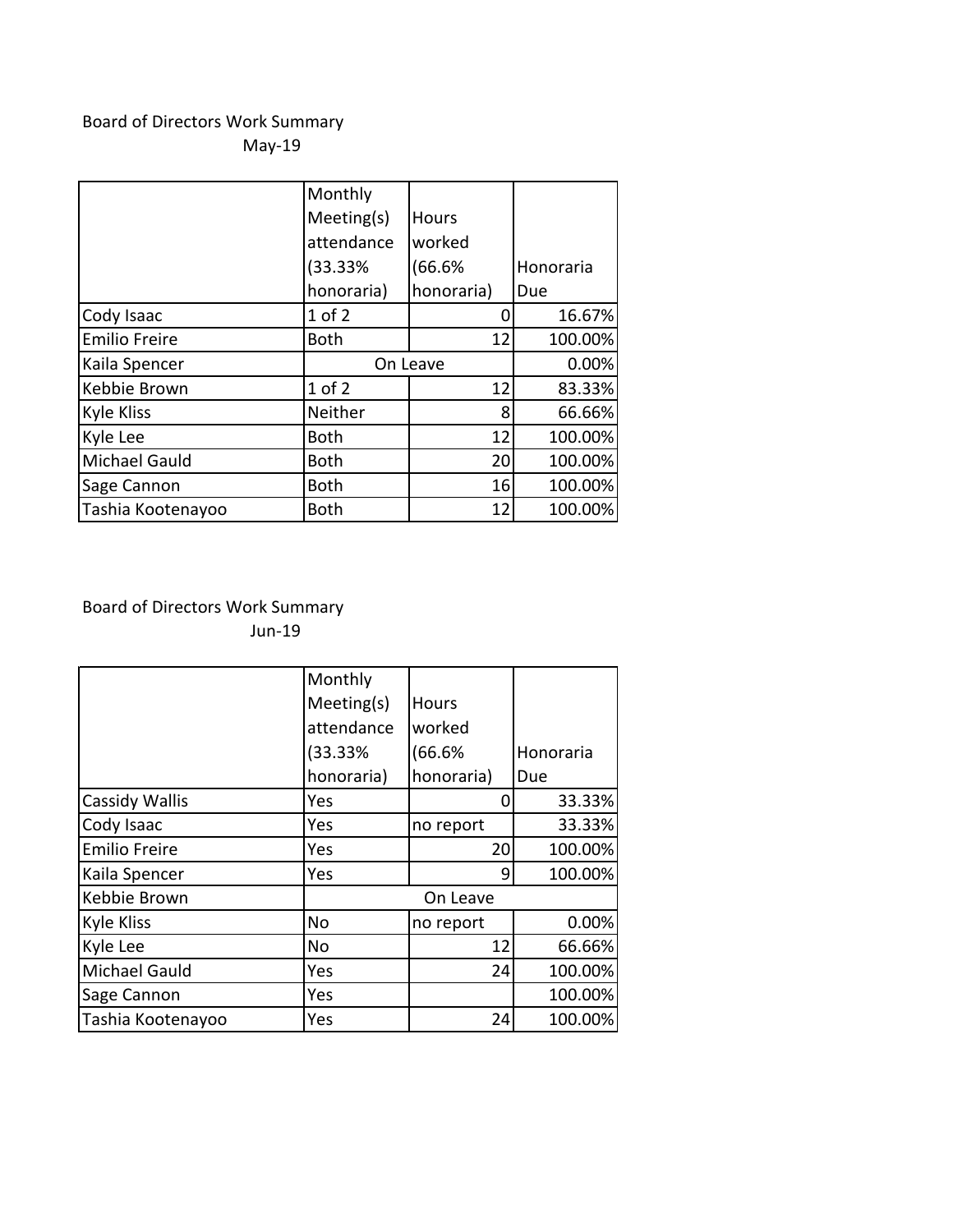Board of Directors Work Summary
May-19

| | Monthly Meeting(s) attendance (33.33% honoraria) | Hours worked (66.6% honoraria) | Honoraria Due |
|---|---|---|---|
| Cody Isaac | 1 of 2 | 0 | 16.67% |
| Emilio Freire | Both | 12 | 100.00% |
| Kaila Spencer | On Leave | | 0.00% |
| Kebbie Brown | 1 of 2 | 12 | 83.33% |
| Kyle Kliss | Neither | 8 | 66.66% |
| Kyle Lee | Both | 12 | 100.00% |
| Michael Gauld | Both | 20 | 100.00% |
| Sage Cannon | Both | 16 | 100.00% |
| Tashia Kootenayoo | Both | 12 | 100.00% |

Board of Directors Work Summary
Jun-19

| | Monthly Meeting(s) attendance (33.33% honoraria) | Hours worked (66.6% honoraria) | Honoraria Due |
|---|---|---|---|
| Cassidy Wallis | Yes | 0 | 33.33% |
| Cody Isaac | Yes | no report | 33.33% |
| Emilio Freire | Yes | 20 | 100.00% |
| Kaila Spencer | Yes | 9 | 100.00% |
| Kebbie Brown | | On Leave | |
| Kyle Kliss | No | no report | 0.00% |
| Kyle Lee | No | 12 | 66.66% |
| Michael Gauld | Yes | 24 | 100.00% |
| Sage Cannon | Yes | | 100.00% |
| Tashia Kootenayoo | Yes | 24 | 100.00% |